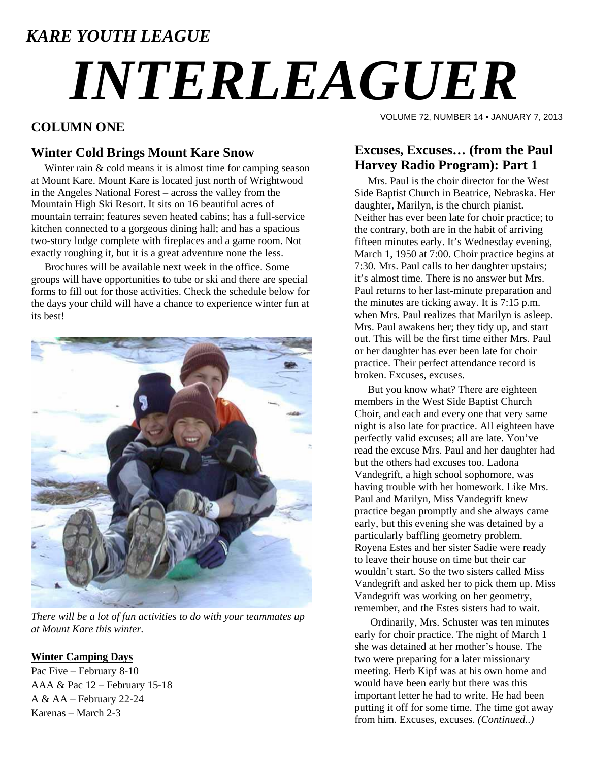*KARE YOUTH LEAGUE*

# *INTERLEAGUER*

VOLUME 72, NUMBER 14 • JANUARY 7, 2013

## COLUMN ONE

### Winter Cold Brings Mount Kare Snow

Winter rain & cold means it is almost time for camping season at Mount Kare. Mount Kare is located just north of Wrightwood in the Angeles National Forest – across the valley from the Mountain High Ski Resort. It sits on 16 beautiful acres of mountain terrain; features seven heated cabins; has a full-service kitchen connected to a gorgeous dining hall; and has a spacious two-story lodge complete with fireplaces and a game room. Not exactly roughing it, but it is a great adventure none the less.

Brochures will be available next week in the office. Some groups will have opportunities to tube or ski and there are special forms to fill out for those activities. Check the schedule below for the days your child will have a chance to experience winter fun at its best!

*There will be a lot of fun activities to do with your teammates up at Mount Kare this winter.*

**Winter Camping Days**

Pac Five – February 8-10
AAA & Pac 12 – February 15-18
A & AA – February 22-24
Karenas – March 2-3

### Excuses, Excuses… (from the Paul Harvey Radio Program): Part 1

Mrs. Paul is the choir director for the West Side Baptist Church in Beatrice, Nebraska. Her daughter, Marilyn, is the church pianist. Neither has ever been late for choir practice; to the contrary, both are in the habit of arriving fifteen minutes early. It's Wednesday evening, March 1, 1950 at 7:00. Choir practice begins at 7:30. Mrs. Paul calls to her daughter upstairs; it's almost time. There is no answer but Mrs. Paul returns to her last-minute preparation and the minutes are ticking away. It is 7:15 p.m. when Mrs. Paul realizes that Marilyn is asleep. Mrs. Paul awakens her; they tidy up, and start out. This will be the first time either Mrs. Paul or her daughter has ever been late for choir practice. Their perfect attendance record is broken. Excuses, excuses.

But you know what? There are eighteen members in the West Side Baptist Church Choir, and each and every one that very same night is also late for practice. All eighteen have perfectly valid excuses; all are late. You've read the excuse Mrs. Paul and her daughter had but the others had excuses too. Ladona Vandegrift, a high school sophomore, was having trouble with her homework. Like Mrs. Paul and Marilyn, Miss Vandegrift knew practice began promptly and she always came early, but this evening she was detained by a particularly baffling geometry problem. Royena Estes and her sister Sadie were ready to leave their house on time but their car wouldn't start. So the two sisters called Miss Vandegrift and asked her to pick them up. Miss Vandegrift was working on her geometry, remember, and the Estes sisters had to wait.

Ordinarily, Mrs. Schuster was ten minutes early for choir practice. The night of March 1 she was detained at her mother's house. The two were preparing for a later missionary meeting. Herb Kipf was at his own home and would have been early but there was this important letter he had to write. He had been putting it off for some time. The time got away from him. Excuses, excuses. *(Continued..)*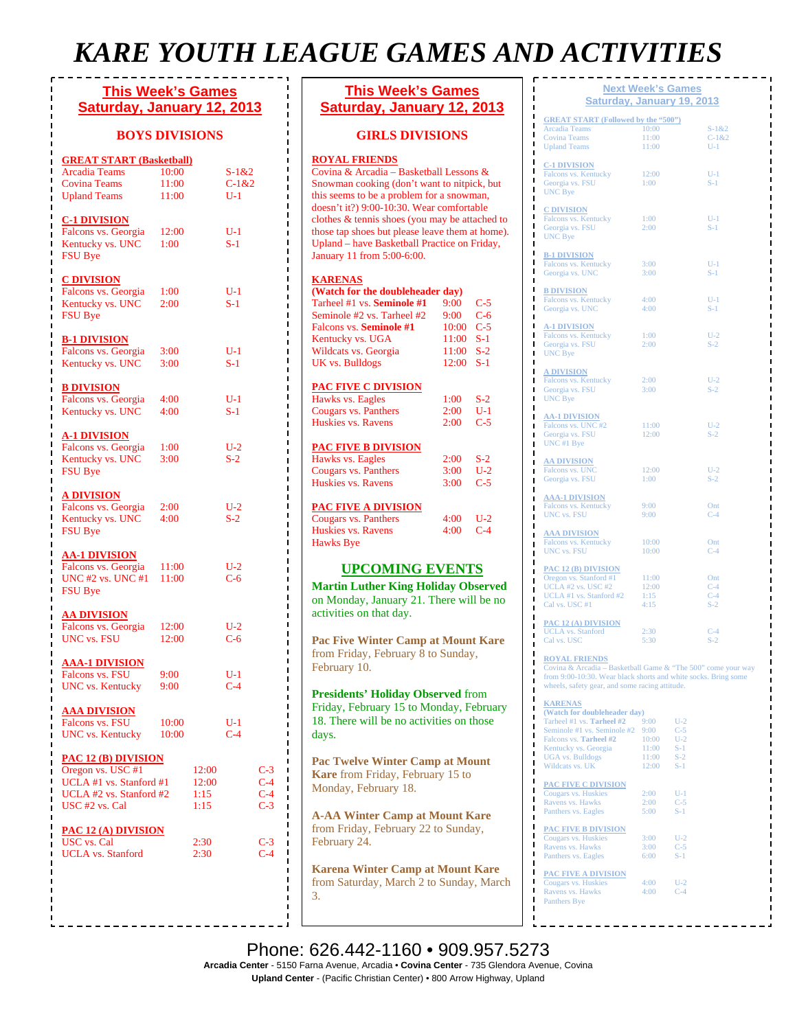# KARE YOUTH LEAGUE GAMES AND ACTIVITIES

## This Week's Games
## Saturday, January 12, 2013

### BOYS DIVISIONS

**GREAT START (Basketball)**

| | | |
|---|---|---|
| Arcadia Teams | 10:00 | S-1&2 |
| Covina Teams | 11:00 | C-1&2 |
| Upland Teams | 11:00 | U-1 |

**C-1 DIVISION**

| | | |
|---|---|---|
| Falcons vs. Georgia | 12:00 | U-1 |
| Kentucky vs. UNC | 1:00 | S-1 |
| FSU Bye | | |

**C DIVISION**

| | | |
|---|---|---|
| Falcons vs. Georgia | 1:00 | U-1 |
| Kentucky vs. UNC | 2:00 | S-1 |
| FSU Bye | | |

**B-1 DIVISION**

| | | |
|---|---|---|
| Falcons vs. Georgia | 3:00 | U-1 |
| Kentucky vs. UNC | 3:00 | S-1 |

**B DIVISION**

| | | |
|---|---|---|
| Falcons vs. Georgia | 4:00 | U-1 |
| Kentucky vs. UNC | 4:00 | S-1 |

**A-1 DIVISION**

| | | |
|---|---|---|
| Falcons vs. Georgia | 1:00 | U-2 |
| Kentucky vs. UNC | 3:00 | S-2 |
| FSU Bye | | |

**A DIVISION**

| | | |
|---|---|---|
| Falcons vs. Georgia | 2:00 | U-2 |
| Kentucky vs. UNC | 4:00 | S-2 |
| FSU Bye | | |

**AA-1 DIVISION**

| | | |
|---|---|---|
| Falcons vs. Georgia | 11:00 | U-2 |
| UNC #2 vs. UNC #1 | 11:00 | C-6 |
| FSU Bye | | |

**AA DIVISION**

| | | |
|---|---|---|
| Falcons vs. Georgia | 12:00 | U-2 |
| UNC vs. FSU | 12:00 | C-6 |

**AAA-1 DIVISION**

| | | |
|---|---|---|
| Falcons vs. FSU | 9:00 | U-1 |
| UNC vs. Kentucky | 9:00 | C-4 |

**AAA DIVISION**

| | | |
|---|---|---|
| Falcons vs. FSU | 10:00 | U-1 |
| UNC vs. Kentucky | 10:00 | C-4 |

**PAC 12 (B) DIVISION**

| | | |
|---|---|---|
| Oregon vs. USC #1 | 12:00 | C-3 |
| UCLA #1 vs. Stanford #1 | 12:00 | C-4 |
| UCLA #2 vs. Stanford #2 | 1:15 | C-4 |
| USC #2 vs. Cal | 1:15 | C-3 |

**PAC 12 (A) DIVISION**

| | | |
|---|---|---|
| USC vs. Cal | 2:30 | C-3 |
| UCLA vs. Stanford | 2:30 | C-4 |

## This Week's Games
## Saturday, January 12, 2013

### GIRLS DIVISIONS

**ROYAL FRIENDS**

Covina & Arcadia – Basketball Lessons & Snowman cooking (don't want to nitpick, but this seems to be a problem for a snowman, doesn't it?) 9:00-10:30. Wear comfortable clothes & tennis shoes (you may be attached to those tap shoes but please leave them at home). Upland – have Basketball Practice on Friday, January 11 from 5:00-6:00.

**KARENAS**

**(Watch for the doubleheader day)**

| | | |
|---|---|---|
| Tarheel #1 vs. **Seminole #1** | 9:00 | C-5 |
| Seminole #2 vs. Tarheel #2 | 9:00 | C-6 |
| Falcons vs. **Seminole #1** | 10:00 | C-5 |
| Kentucky vs. UGA | 11:00 | S-1 |
| Wildcats vs. Georgia | 11:00 | S-2 |
| UK vs. Bulldogs | 12:00 | S-1 |

**PAC FIVE C DIVISION**

| | | |
|---|---|---|
| Hawks vs. Eagles | 1:00 | S-2 |
| Cougars vs. Panthers | 2:00 | U-1 |
| Huskies vs. Ravens | 2:00 | C-5 |

**PAC FIVE B DIVISION**

| | | |
|---|---|---|
| Hawks vs. Eagles | 2:00 | S-2 |
| Cougars vs. Panthers | 3:00 | U-2 |
| Huskies vs. Ravens | 3:00 | C-5 |

**PAC FIVE A DIVISION**

| | | |
|---|---|---|
| Cougars vs. Panthers | 4:00 | U-2 |
| Huskies vs. Ravens | 4:00 | C-4 |
| Hawks Bye | | |

## UPCOMING EVENTS

**Martin Luther King Holiday Observed** on Monday, January 21. There will be no activities on that day.

**Pac Five Winter Camp at Mount Kare** from Friday, February 8 to Sunday, February 10.

**Presidents' Holiday Observed** from Friday, February 15 to Monday, February 18. There will be no activities on those days.

**Pac Twelve Winter Camp at Mount Kare** from Friday, February 15 to Monday, February 18.

**A-AA Winter Camp at Mount Kare** from Friday, February 22 to Sunday, February 24.

**Karena Winter Camp at Mount Kare** from Saturday, March 2 to Sunday, March 3.

## Next Week's Games
## Saturday, January 19, 2013

**GREAT START (Followed by the "500")**

| | | |
|---|---|---|
| Arcadia Teams | 10:00 | S-1&2 |
| Covina Teams | 11:00 | C-1&2 |
| Upland Teams | 11:00 | U-1 |

**C-1 DIVISION**

| | | |
|---|---|---|
| Falcons vs. Kentucky | 12:00 | U-1 |
| Georgia vs. FSU | 1:00 | S-1 |
| UNC Bye | | |

**C DIVISION**

| | | |
|---|---|---|
| Falcons vs. Kentucky | 1:00 | U-1 |
| Georgia vs. FSU | 2:00 | S-1 |
| UNC Bye | | |

**B-1 DIVISION**

| | | |
|---|---|---|
| Falcons vs. Kentucky | 3:00 | U-1 |
| Georgia vs. UNC | 3:00 | S-1 |

**B DIVISION**

| | | |
|---|---|---|
| Falcons vs. Kentucky | 4:00 | U-1 |
| Georgia vs. UNC | 4:00 | S-1 |

**A-1 DIVISION**

| | | |
|---|---|---|
| Falcons vs. Kentucky | 1:00 | U-2 |
| Georgia vs. FSU | 2:00 | S-2 |
| UNC Bye | | |

**A DIVISION**

| | | |
|---|---|---|
| Falcons vs. Kentucky | 2:00 | U-2 |
| Georgia vs. FSU | 3:00 | S-2 |
| UNC Bye | | |

**AA-1 DIVISION**

| | | |
|---|---|---|
| Falcons vs. UNC #2 | 11:00 | U-2 |
| Georgia vs. FSU | 12:00 | S-2 |
| UNC #1 Bye | | |

**AA DIVISION**

| | | |
|---|---|---|
| Falcons vs. UNC | 12:00 | U-2 |
| Georgia vs. FSU | 1:00 | S-2 |

**AAA-1 DIVISION**

| | | |
|---|---|---|
| Falcons vs. Kentucky | 9:00 | Ont |
| UNC vs. FSU | 9:00 | C-4 |

**AAA DIVISION**

| | | |
|---|---|---|
| Falcons vs. Kentucky | 10:00 | Ont |
| UNC vs. FSU | 10:00 | C-4 |

**PAC 12 (B) DIVISION**

| | | |
|---|---|---|
| Oregon vs. Stanford #1 | 11:00 | Ont |
| UCLA #2 vs. USC #2 | 12:00 | C-4 |
| UCLA #1 vs. Stanford #2 | 1:15 | C-4 |
| Cal vs. USC #1 | 4:15 | S-2 |

**PAC 12 (A) DIVISION**

| | | |
|---|---|---|
| UCLA vs. Stanford | 2:30 | C-4 |
| Cal vs. USC | 5:30 | S-2 |

**ROYAL FRIENDS**

Covina & Arcadia – Basketball Game & "The 500" come your way from 9:00-10:30. Wear black shorts and white socks. Bring some wheels, safety gear, and some racing attitude.

**KARENAS**

**(Watch for doubleheader day)**

| | | |
|---|---|---|
| Tarheel #1 vs. **Tarheel #2** | 9:00 | U-2 |
| Seminole #1 vs. Seminole #2 | 9:00 | C-5 |
| Falcons vs. **Tarheel #2** | 10:00 | U-2 |
| Kentucky vs. Georgia | 11:00 | S-1 |
| UGA vs. Bulldogs | 11:00 | S-2 |
| Wildcats vs. UK | 12:00 | S-1 |

**PAC FIVE C DIVISION**

| | | |
|---|---|---|
| Cougars vs. Huskies | 2:00 | U-1 |
| Ravens vs. Hawks | 2:00 | C-5 |
| Panthers vs. Eagles | 5:00 | S-1 |

**PAC FIVE B DIVISION**

| | | |
|---|---|---|
| Cougars vs. Huskies | 3:00 | U-2 |
| Ravens vs. Hawks | 3:00 | C-5 |
| Panthers vs. Eagles | 6:00 | S-1 |

**PAC FIVE A DIVISION**

| | | |
|---|---|---|
| Cougars vs. Huskies | 4:00 | U-2 |
| Ravens vs. Hawks | 4:00 | C-4 |
| Panthers Bye | | |

Phone: 626.442-1160 • 909.957.5273

**Arcadia Center** - 5150 Farna Avenue, Arcadia • **Covina Center** - 735 Glendora Avenue, Covina

**Upland Center** - (Pacific Christian Center) • 800 Arrow Highway, Upland